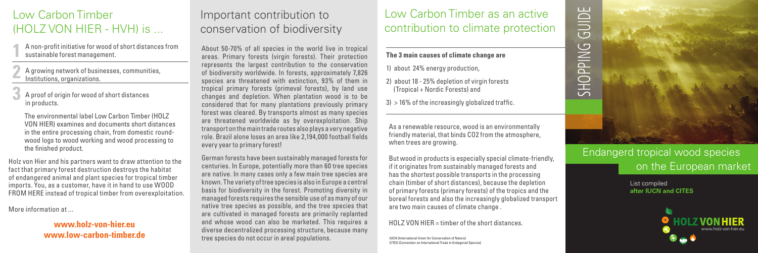# Low Carbon Timber (HOLZ VON HIER - HVH) is ...

1. A non-profit initiative for wood of short distances from sustainable forest management.

2. A growing network of businesses, communities, Institutions, organizations.

3. A proof of origin for wood of short distances in products.

   The environmental label Low Carbon Timber (HOLZ VON HIER) examines and documents short distances in the entire processing chain, from domestic round-wood logs to wood working and wood processing to the finished product.

Holz von Hier and his partners want to draw attention to the fact that primary forest destruction destroys the habitat of endangered animal and plant species for tropical timber imports. You, as a customer, have it in hand to use WOOD FROM HERE instead of tropical timber from overexploitation.

More information at ...

**www.holz-von-hier.eu**
**www.low-carbon-timber.de**

# Important contribution to conservation of biodiversity

About 50-70% of all species in the world live in tropical areas. Primary forests (virgin forests). Their protection represents the largest contribution to the conservation of biodiversity worldwide. In forests, approximately 7,826 species are threatened with extinction, 93% of them in tropical primary forests (primeval forests), by land use changes and depletion. When plantation wood is to be considered that for many plantations previously primary forest was cleared. By transports almost as many species are threatened worldwide as by overexploitation. Ship transport on the main trade routes also plays a very negative role. Brazil alone loses an area like 2,194,000 football fields every year to primary forest!

German forests have been sustainably managed forests for centuries. In Europe, potentially more than 60 tree species are native. In many cases only a few main tree species are known. The variety of tree species is also in Europe a central basis for biodiversity in the forest. Promoting diversity in managed forests requires the sensible use of as many of our native tree species as possible, and the tree species that are cultivated in managed forests are primarily replanted and whose wood can also be marketed. This requires a diverse decentralized processing structure, because many tree species do not occur in areal populations.

# Low Carbon Timber as an active contribution to climate protection

**The 3 main causes of climate change are**

1) about 24% energy production,
2) about 18 - 25% depletion of virgin forests (Tropical + Nordic Forests) and
3) > 16% of the increasingly globalized traffic.

As a renewable resource, wood is an environmentally friendly material, that binds CO2 from the atmosphere, when trees are growing.

But wood in products is especially special climate-friendly, if it originates from sustainably managed forests and has the shortest possible transports in the processing chain (timber of short distances), because the depletion of primary forests (primary forests) of the tropics and the boreal forests and also the increasingly globalized transport are two main causes of climate change .

HOLZ VON HIER = timber of the short distances.

IUCN (International Union for Conservation of Nature)
CITES (Convention on International Trade in Endagered Species)

# SHOPPING GUIDE

## Endangerd tropical wood species on the European market

List compiled
**after IUCN and CITES**

HOLZ VON HIER
www.holz-von-hier.eu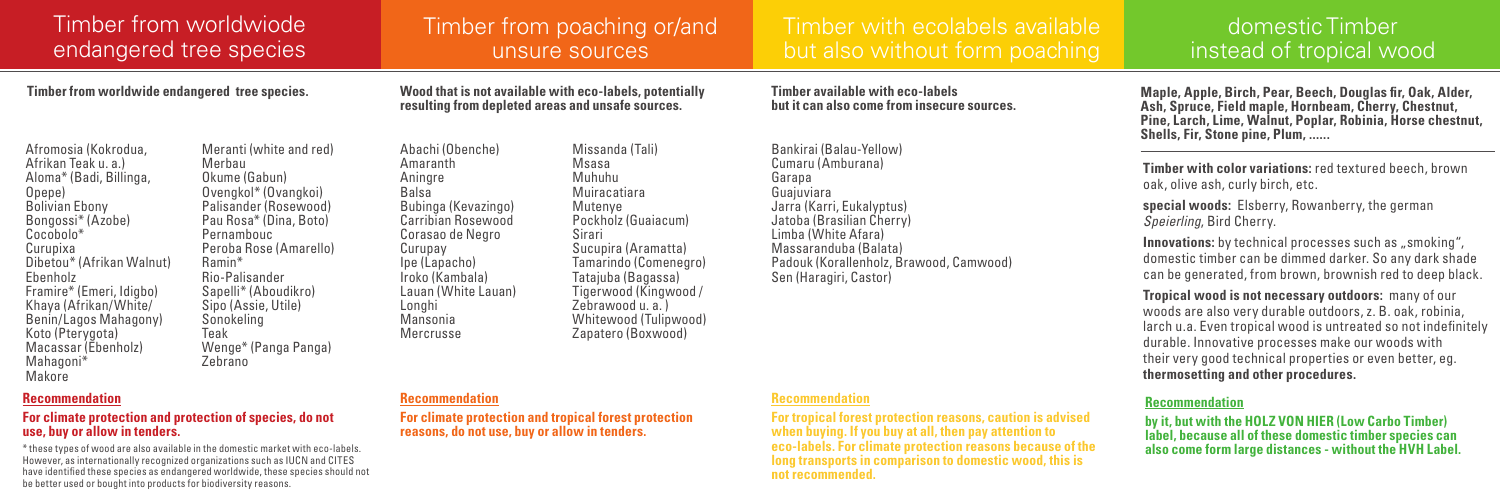## Timber from worldwiode endangered tree species

**Timber from worldwide endangered tree species.**

Afromosia (Kokrodua, Afrikan Teak u. a.)
Aloma* (Badi, Billinga, Opepe)
Bolivian Ebony
Bongossi* (Azobe)
Cocobolo*
Curupixa
Dibetou* (Afrikan Walnut)
Ebenholz
Framire* (Emeri, Idigbo)
Khaya (Afrikan/White/ Benin/Lagos Mahagony)
Koto (Pterygota)
Macassar (Ebenholz)
Mahagoni*
Makore
Meranti (white and red)
Merbau
Okume (Gabun)
Ovengkol* (Ovangkoi)
Palisander (Rosewood)
Pau Rosa* (Dina, Boto)
Pernambouc
Peroba Rose (Amarello)
Ramin*
Rio-Palisander
Sapelli* (Aboudikro)
Sipo (Assie, Utile)
Sonokeling
Teak
Wenge* (Panga Panga)
Zebrano

**Recommendation**

**For climate protection and protection of species, do not use, buy or allow in tenders.**

* these types of wood are also available in the domestic market with eco-labels. However, as internationally recognized organizations such as IUCN and CITES have identified these species as endangered worldwide, these species should not be better used or bought into products for biodiversity reasons.

## Timber from poaching or/and unsure sources

**Wood that is not available with eco-labels, potentially resulting from depleted areas and unsafe sources.**

Abachi (Obenche)
Amaranth
Aningre
Balsa
Bubinga (Kevazingo)
Carribian Rosewood
Corasao de Negro
Curupay
Ipe (Lapacho)
Iroko (Kambala)
Lauan (White Lauan)
Longhi
Mansonia
Mercrusse
Missanda (Tali)
Msasa
Muhuhu
Muiracatiara
Mutenye
Pockholz (Guaiacum)
Sirari
Sucupira (Aramatta)
Tamarindo (Comenegro)
Tatajuba (Bagassa)
Tigerwood (Kingwood / Zebrawood u. a. )
Whitewood (Tulipwood)
Zapatero (Boxwood)

**Recommendation**

**For climate protection and tropical forest protection reasons, do not use, buy or allow in tenders.**

## Timber with ecolabels available but also without form poaching

**Timber available with eco-labels but it can also come from insecure sources.**

Bankirai (Balau-Yellow)
Cumaru (Amburana)
Garapa
Guajuviara
Jarra (Karri, Eukalyptus)
Jatoba (Brasilian Cherry)
Limba (White Afara)
Massaranduba (Balata)
Padouk (Korallenholz, Brawood, Camwood)
Sen (Haragiri, Castor)

**Recommendation**

**For tropical forest protection reasons, caution is advised when buying. If you buy at all, then pay attention to eco-labels. For climate protection reasons because of the long transports in comparison to domestic wood, this is not recommended.**

## domestic Timber instead of tropical wood

**Maple, Apple, Birch, Pear, Beech, Douglas fir, Oak, Alder, Ash, Spruce, Field maple, Hornbeam, Cherry, Chestnut, Pine, Larch, Lime, Walnut, Poplar, Robinia, Horse chestnut, Shells, Fir, Stone pine, Plum, ......**

**Timber with color variations:** red textured beech, brown oak, olive ash, curly birch, etc.

**special woods:** Elsberry, Rowanberry, the german *Speierling*, Bird Cherry.

**Innovations:** by technical processes such as „smoking", domestic timber can be dimmed darker. So any dark shade can be generated, from brown, brownish red to deep black.

**Tropical wood is not necessary outdoors:** many of our woods are also very durable outdoors, z. B. oak, robinia, larch u.a. Even tropical wood is untreated so not indefinitely durable. Innovative processes make our woods with their very good technical properties or even better, eg. **thermosetting and other procedures.**

**Recommendation**

**by it, but with the HOLZ VON HIER (Low Carbo Timber) label, because all of these domestic timber species can also come form large distances - without the HVH Label.**